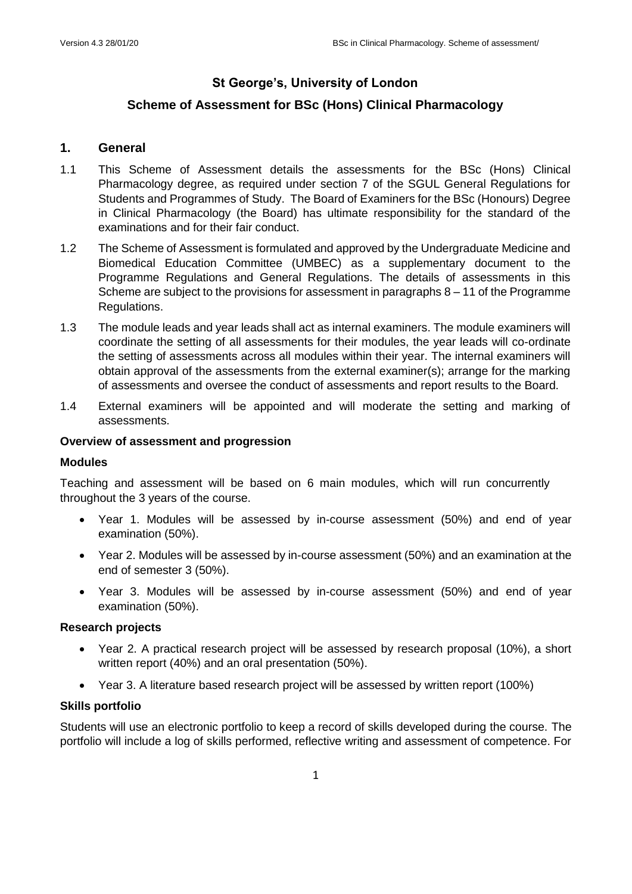# St George's, University of London

## Scheme of Assessment for BSc (Hons) Clinical Pharmacology

## 1. General

1.1 This Scheme of Assessment details the assessments for the BSc (Hons) Clinical Pharmacology degree, as required under section 7 of the SGUL General Regulations for Students and Programmes of Study. The Board of Examiners for the BSc (Honours) Degree in Clinical Pharmacology (the Board) has ultimate responsibility for the standard of the examinations and for their fair conduct.

1.2 The Scheme of Assessment is formulated and approved by the Undergraduate Medicine and Biomedical Education Committee (UMBEC) as a supplementary document to the Programme Regulations and General Regulations. The details of assessments in this Scheme are subject to the provisions for assessment in paragraphs 8 – 11 of the Programme Regulations.

1.3 The module leads and year leads shall act as internal examiners. The module examiners will coordinate the setting of all assessments for their modules, the year leads will co-ordinate the setting of assessments across all modules within their year. The internal examiners will obtain approval of the assessments from the external examiner(s); arrange for the marking of assessments and oversee the conduct of assessments and report results to the Board.

1.4 External examiners will be appointed and will moderate the setting and marking of assessments.

**Overview of assessment and progression**

**Modules**

Teaching and assessment will be based on 6 main modules, which will run concurrently throughout the 3 years of the course.

- Year 1. Modules will be assessed by in-course assessment (50%) and end of year examination (50%).
- Year 2. Modules will be assessed by in-course assessment (50%) and an examination at the end of semester 3 (50%).
- Year 3. Modules will be assessed by in-course assessment (50%) and end of year examination (50%).

**Research projects**

- Year 2. A practical research project will be assessed by research proposal (10%), a short written report (40%) and an oral presentation (50%).
- Year 3. A literature based research project will be assessed by written report (100%)

**Skills portfolio**

Students will use an electronic portfolio to keep a record of skills developed during the course. The portfolio will include a log of skills performed, reflective writing and assessment of competence. For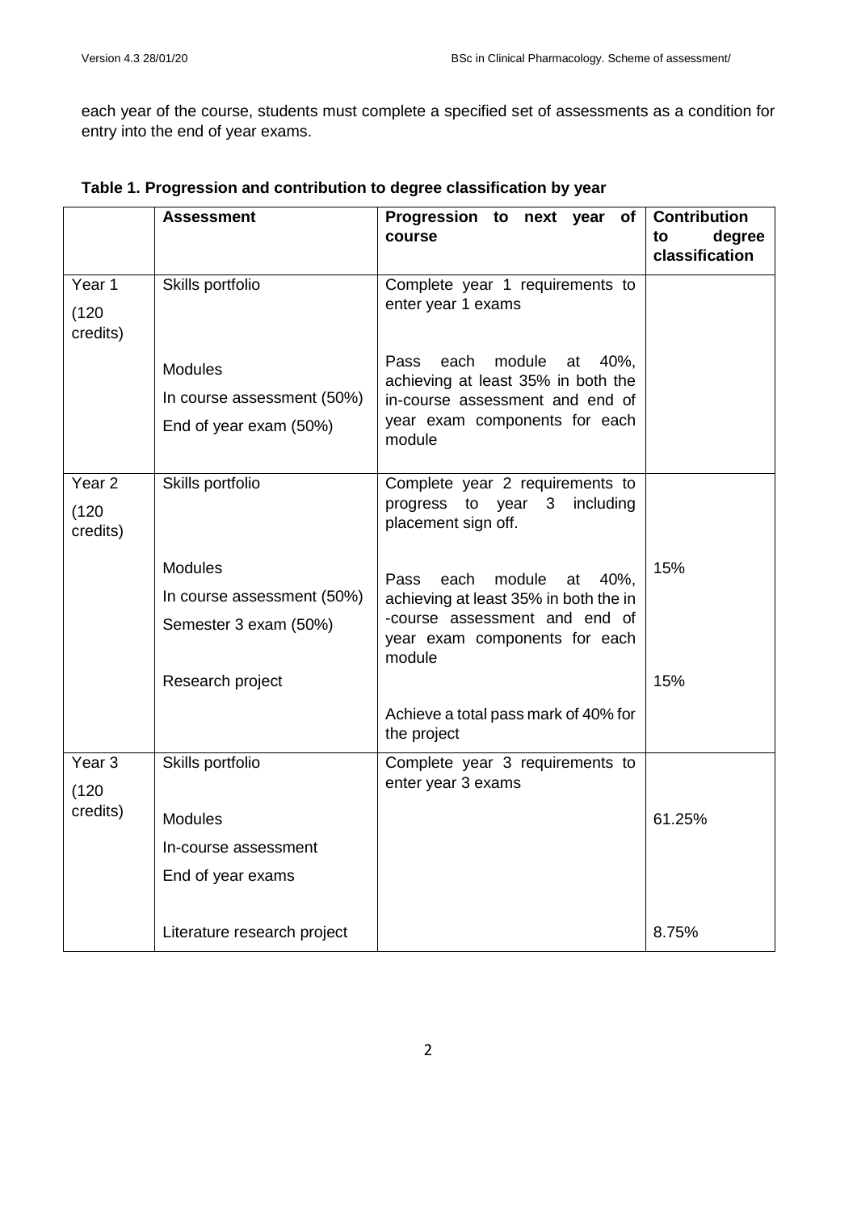each year of the course, students must complete a specified set of assessments as a condition for entry into the end of year exams.

**Table 1. Progression and contribution to degree classification by year**

| | **Assessment** | **Progression to next year of course** | **Contribution to degree classification** |
|---|---|---|---|
| Year 1 (120 credits) | Skills portfolio | Complete year 1 requirements to enter year 1 exams | |
| | Modules<br>In course assessment (50%)<br>End of year exam (50%) | Pass each module at 40%, achieving at least 35% in both the in-course assessment and end of year exam components for each module | |
| Year 2 (120 credits) | Skills portfolio | Complete year 2 requirements to progress to year 3 including placement sign off. | |
| | Modules<br>In course assessment (50%)<br>Semester 3 exam (50%) | Pass each module at 40%, achieving at least 35% in both the in -course assessment and end of year exam components for each module | 15% |
| | Research project | Achieve a total pass mark of 40% for the project | 15% |
| Year 3 (120 credits) | Skills portfolio | Complete year 3 requirements to enter year 3 exams | |
| | Modules<br>In-course assessment<br>End of year exams | | 61.25% |
| | Literature research project | | 8.75% |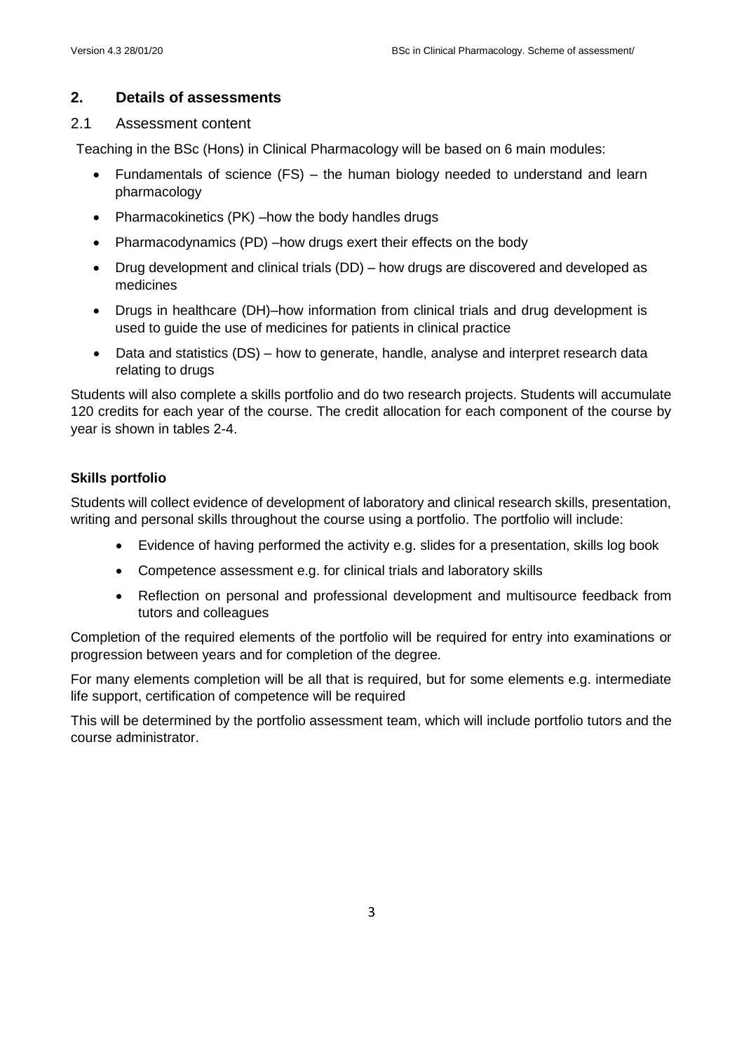## 2. Details of assessments

### 2.1 Assessment content

Teaching in the BSc (Hons) in Clinical Pharmacology will be based on 6 main modules:

- Fundamentals of science (FS) – the human biology needed to understand and learn pharmacology
- Pharmacokinetics (PK) –how the body handles drugs
- Pharmacodynamics (PD) –how drugs exert their effects on the body
- Drug development and clinical trials (DD) – how drugs are discovered and developed as medicines
- Drugs in healthcare (DH)–how information from clinical trials and drug development is used to guide the use of medicines for patients in clinical practice
- Data and statistics (DS) – how to generate, handle, analyse and interpret research data relating to drugs

Students will also complete a skills portfolio and do two research projects. Students will accumulate 120 credits for each year of the course. The credit allocation for each component of the course by year is shown in tables 2-4.

**Skills portfolio**

Students will collect evidence of development of laboratory and clinical research skills, presentation, writing and personal skills throughout the course using a portfolio. The portfolio will include:

- Evidence of having performed the activity e.g. slides for a presentation, skills log book
- Competence assessment e.g. for clinical trials and laboratory skills
- Reflection on personal and professional development and multisource feedback from tutors and colleagues

Completion of the required elements of the portfolio will be required for entry into examinations or progression between years and for completion of the degree.

For many elements completion will be all that is required, but for some elements e.g. intermediate life support, certification of competence will be required

This will be determined by the portfolio assessment team, which will include portfolio tutors and the course administrator.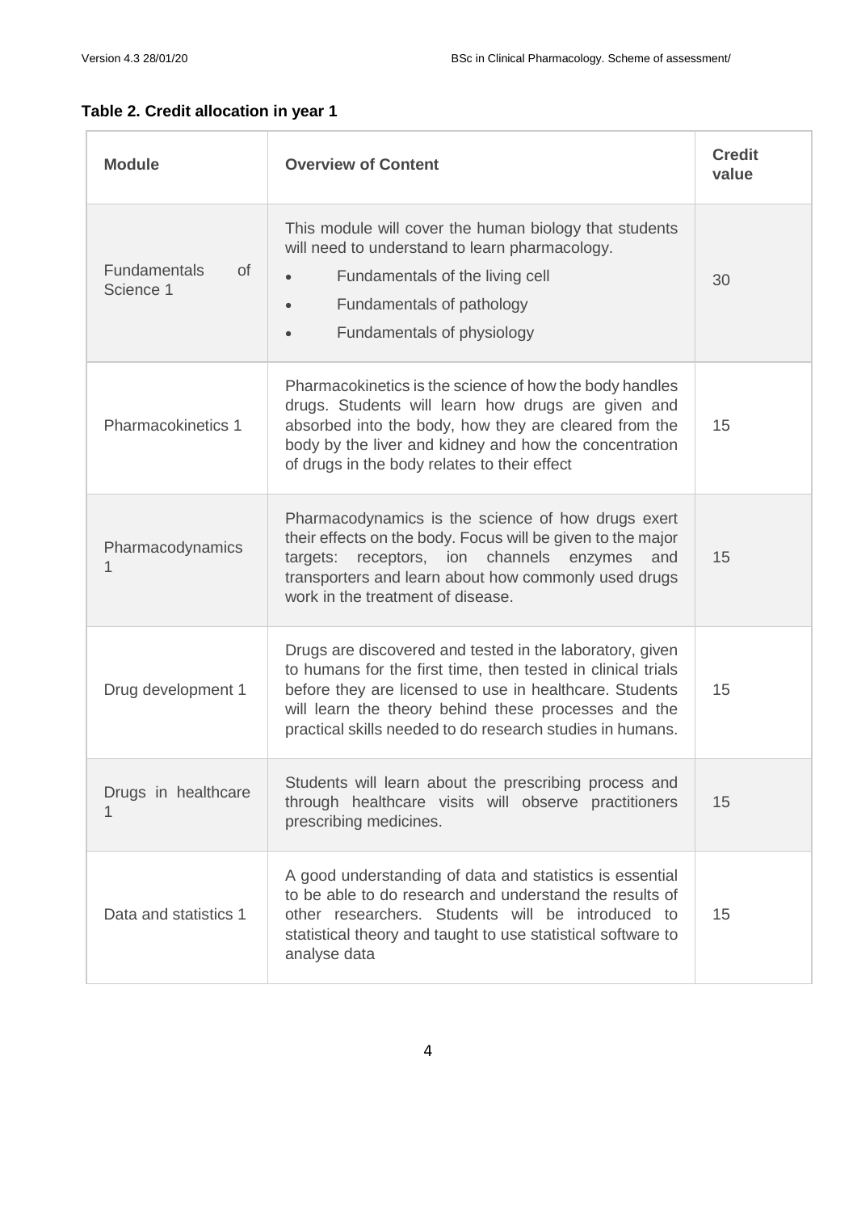**Table 2. Credit allocation in year 1**

| Module | Overview of Content | Credit value |
|---|---|---|
| Fundamentals of Science 1 | This module will cover the human biology that students will need to understand to learn pharmacology.<br>• Fundamentals of the living cell<br>• Fundamentals of pathology<br>• Fundamentals of physiology | 30 |
| Pharmacokinetics 1 | Pharmacokinetics is the science of how the body handles drugs. Students will learn how drugs are given and absorbed into the body, how they are cleared from the body by the liver and kidney and how the concentration of drugs in the body relates to their effect | 15 |
| Pharmacodynamics 1 | Pharmacodynamics is the science of how drugs exert their effects on the body. Focus will be given to the major targets: receptors, ion channels enzymes and transporters and learn about how commonly used drugs work in the treatment of disease. | 15 |
| Drug development 1 | Drugs are discovered and tested in the laboratory, given to humans for the first time, then tested in clinical trials before they are licensed to use in healthcare. Students will learn the theory behind these processes and the practical skills needed to do research studies in humans. | 15 |
| Drugs in healthcare 1 | Students will learn about the prescribing process and through healthcare visits will observe practitioners prescribing medicines. | 15 |
| Data and statistics 1 | A good understanding of data and statistics is essential to be able to do research and understand the results of other researchers. Students will be introduced to statistical theory and taught to use statistical software to analyse data | 15 |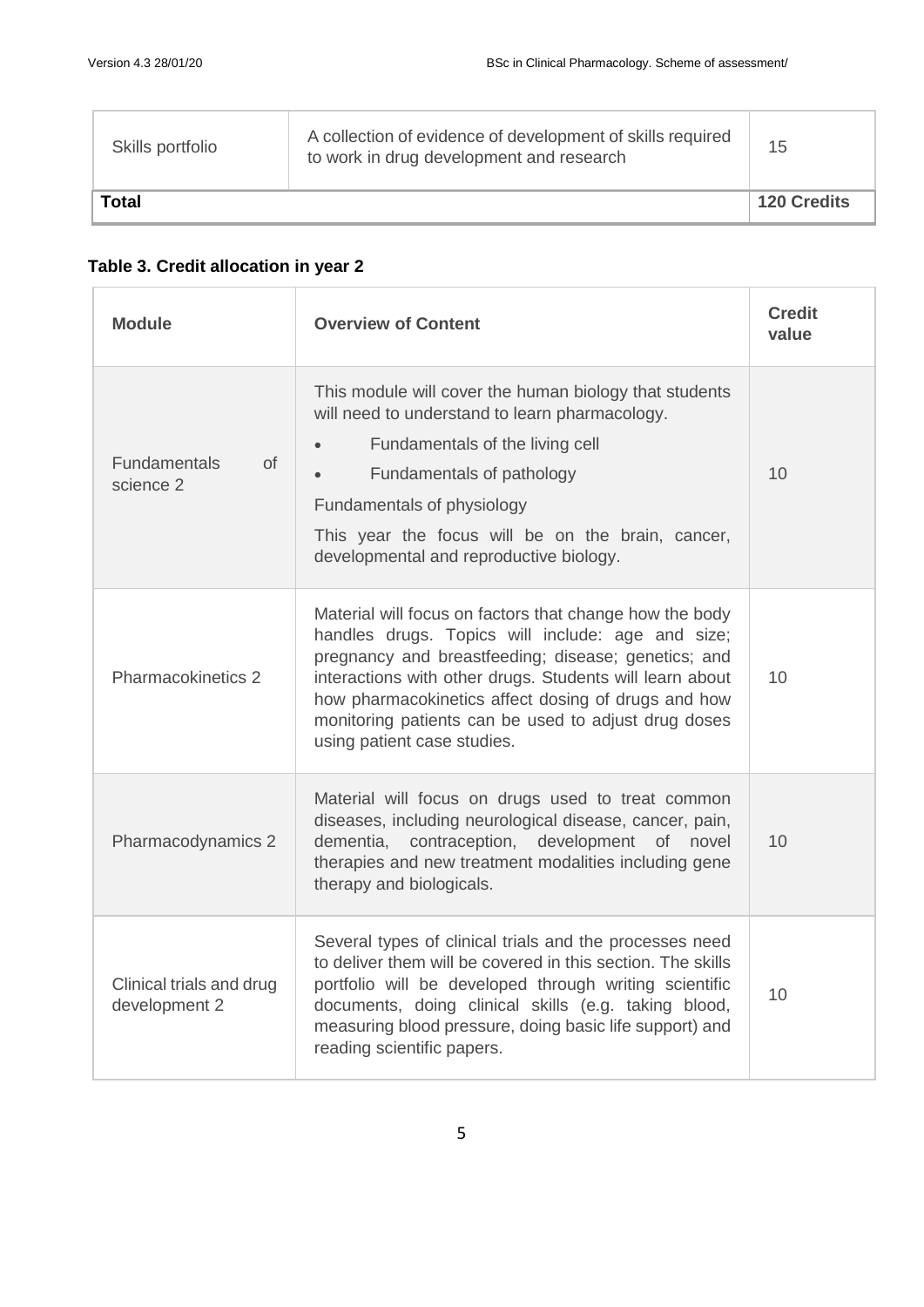| | | |
|---|---|---|
| Skills portfolio | A collection of evidence of development of skills required to work in drug development and research | 15 |
| **Total** | | **120 Credits** |

**Table 3. Credit allocation in year 2**

| **Module** | **Overview of Content** | **Credit value** |
|---|---|---|
| Fundamentals of science 2 | This module will cover the human biology that students will need to understand to learn pharmacology.<br>• Fundamentals of the living cell<br>• Fundamentals of pathology<br>Fundamentals of physiology<br>This year the focus will be on the brain, cancer, developmental and reproductive biology. | 10 |
| Pharmacokinetics 2 | Material will focus on factors that change how the body handles drugs. Topics will include: age and size; pregnancy and breastfeeding; disease; genetics; and interactions with other drugs. Students will learn about how pharmacokinetics affect dosing of drugs and how monitoring patients can be used to adjust drug doses using patient case studies. | 10 |
| Pharmacodynamics 2 | Material will focus on drugs used to treat common diseases, including neurological disease, cancer, pain, dementia, contraception, development of novel therapies and new treatment modalities including gene therapy and biologicals. | 10 |
| Clinical trials and drug development 2 | Several types of clinical trials and the processes need to deliver them will be covered in this section. The skills portfolio will be developed through writing scientific documents, doing clinical skills (e.g. taking blood, measuring blood pressure, doing basic life support) and reading scientific papers. | 10 |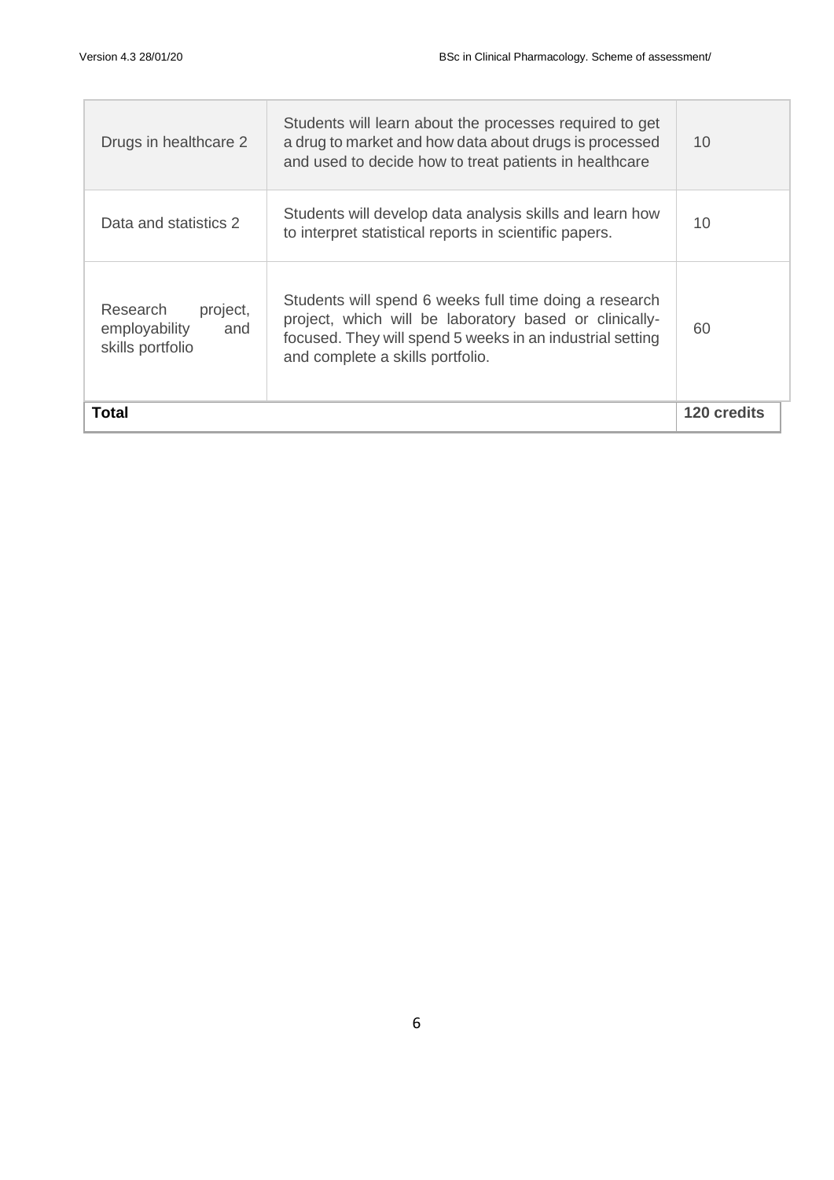| | | |
|---|---|---|
| Drugs in healthcare 2 | Students will learn about the processes required to get a drug to market and how data about drugs is processed and used to decide how to treat patients in healthcare | 10 |
| Data and statistics 2 | Students will develop data analysis skills and learn how to interpret statistical reports in scientific papers. | 10 |
| Research project, employability and skills portfolio | Students will spend 6 weeks full time doing a research project, which will be laboratory based or clinically-focused. They will spend 5 weeks in an industrial setting and complete a skills portfolio. | 60 |
| **Total** | | **120 credits** |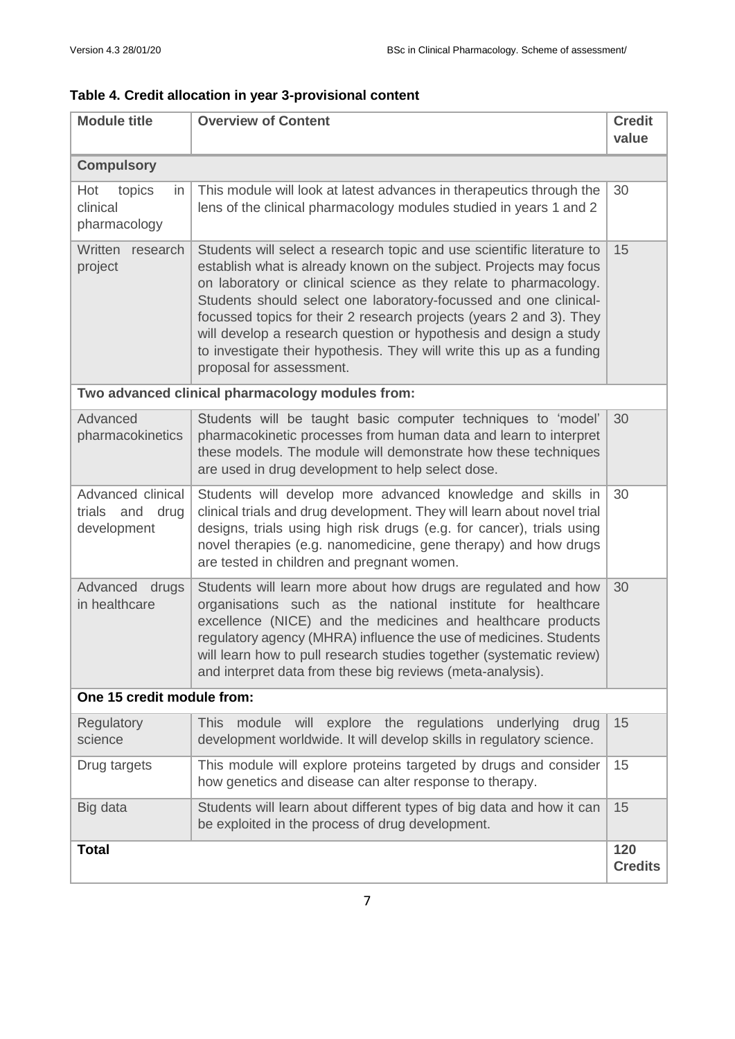**Table 4. Credit allocation in year 3-provisional content**

| Module title | Overview of Content | Credit value |
|---|---|---|
| **Compulsory** | | |
| Hot topics in clinical pharmacology | This module will look at latest advances in therapeutics through the lens of the clinical pharmacology modules studied in years 1 and 2 | 30 |
| Written research project | Students will select a research topic and use scientific literature to establish what is already known on the subject. Projects may focus on laboratory or clinical science as they relate to pharmacology. Students should select one laboratory-focussed and one clinical-focussed topics for their 2 research projects (years 2 and 3). They will develop a research question or hypothesis and design a study to investigate their hypothesis. They will write this up as a funding proposal for assessment. | 15 |
| **Two advanced clinical pharmacology modules from:** | | |
| Advanced pharmacokinetics | Students will be taught basic computer techniques to 'model' pharmacokinetic processes from human data and learn to interpret these models. The module will demonstrate how these techniques are used in drug development to help select dose. | 30 |
| Advanced clinical trials and drug development | Students will develop more advanced knowledge and skills in clinical trials and drug development. They will learn about novel trial designs, trials using high risk drugs (e.g. for cancer), trials using novel therapies (e.g. nanomedicine, gene therapy) and how drugs are tested in children and pregnant women. | 30 |
| Advanced drugs in healthcare | Students will learn more about how drugs are regulated and how organisations such as the national institute for healthcare excellence (NICE) and the medicines and healthcare products regulatory agency (MHRA) influence the use of medicines. Students will learn how to pull research studies together (systematic review) and interpret data from these big reviews (meta-analysis). | 30 |
| **One 15 credit module from:** | | |
| Regulatory science | This module will explore the regulations underlying drug development worldwide. It will develop skills in regulatory science. | 15 |
| Drug targets | This module will explore proteins targeted by drugs and consider how genetics and disease can alter response to therapy. | 15 |
| Big data | Students will learn about different types of big data and how it can be exploited in the process of drug development. | 15 |
| **Total** | | **120 Credits** |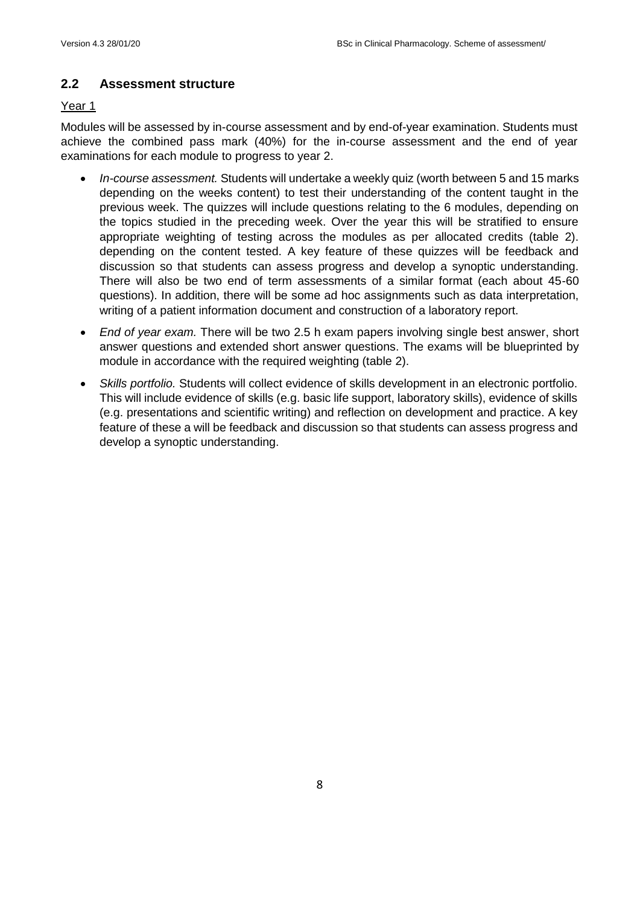## 2.2 Assessment structure

Year 1

Modules will be assessed by in-course assessment and by end-of-year examination. Students must achieve the combined pass mark (40%) for the in-course assessment and the end of year examinations for each module to progress to year 2.

- *In-course assessment.* Students will undertake a weekly quiz (worth between 5 and 15 marks depending on the weeks content) to test their understanding of the content taught in the previous week. The quizzes will include questions relating to the 6 modules, depending on the topics studied in the preceding week. Over the year this will be stratified to ensure appropriate weighting of testing across the modules as per allocated credits (table 2). depending on the content tested. A key feature of these quizzes will be feedback and discussion so that students can assess progress and develop a synoptic understanding. There will also be two end of term assessments of a similar format (each about 45-60 questions). In addition, there will be some ad hoc assignments such as data interpretation, writing of a patient information document and construction of a laboratory report.
- *End of year exam.* There will be two 2.5 h exam papers involving single best answer, short answer questions and extended short answer questions. The exams will be blueprinted by module in accordance with the required weighting (table 2).
- *Skills portfolio.* Students will collect evidence of skills development in an electronic portfolio. This will include evidence of skills (e.g. basic life support, laboratory skills), evidence of skills (e.g. presentations and scientific writing) and reflection on development and practice. A key feature of these a will be feedback and discussion so that students can assess progress and develop a synoptic understanding.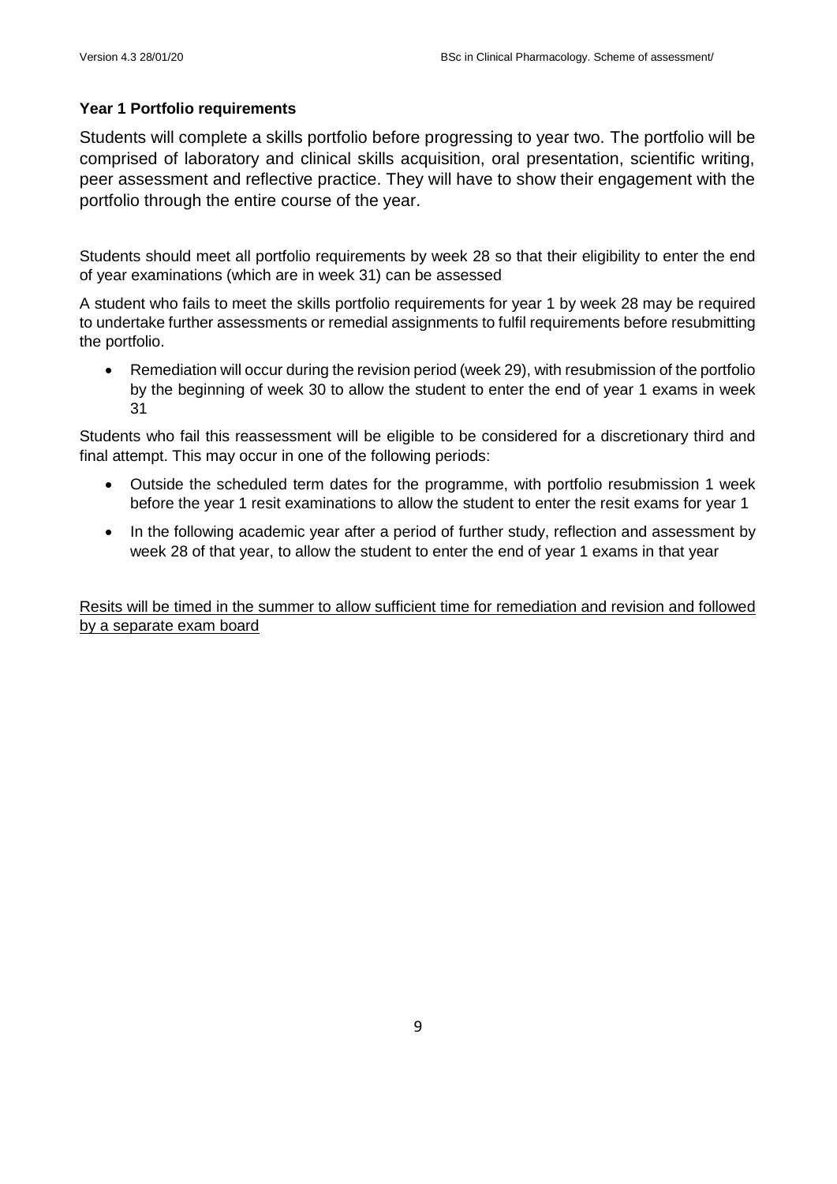**Year 1 Portfolio requirements**

Students will complete a skills portfolio before progressing to year two. The portfolio will be comprised of laboratory and clinical skills acquisition, oral presentation, scientific writing, peer assessment and reflective practice. They will have to show their engagement with the portfolio through the entire course of the year.

Students should meet all portfolio requirements by week 28 so that their eligibility to enter the end of year examinations (which are in week 31) can be assessed

A student who fails to meet the skills portfolio requirements for year 1 by week 28 may be required to undertake further assessments or remedial assignments to fulfil requirements before resubmitting the portfolio.

- Remediation will occur during the revision period (week 29), with resubmission of the portfolio by the beginning of week 30 to allow the student to enter the end of year 1 exams in week 31

Students who fail this reassessment will be eligible to be considered for a discretionary third and final attempt. This may occur in one of the following periods:

- Outside the scheduled term dates for the programme, with portfolio resubmission 1 week before the year 1 resit examinations to allow the student to enter the resit exams for year 1
- In the following academic year after a period of further study, reflection and assessment by week 28 of that year, to allow the student to enter the end of year 1 exams in that year

<u>Resits will be timed in the summer to allow sufficient time for remediation and revision and followed by a separate exam board</u>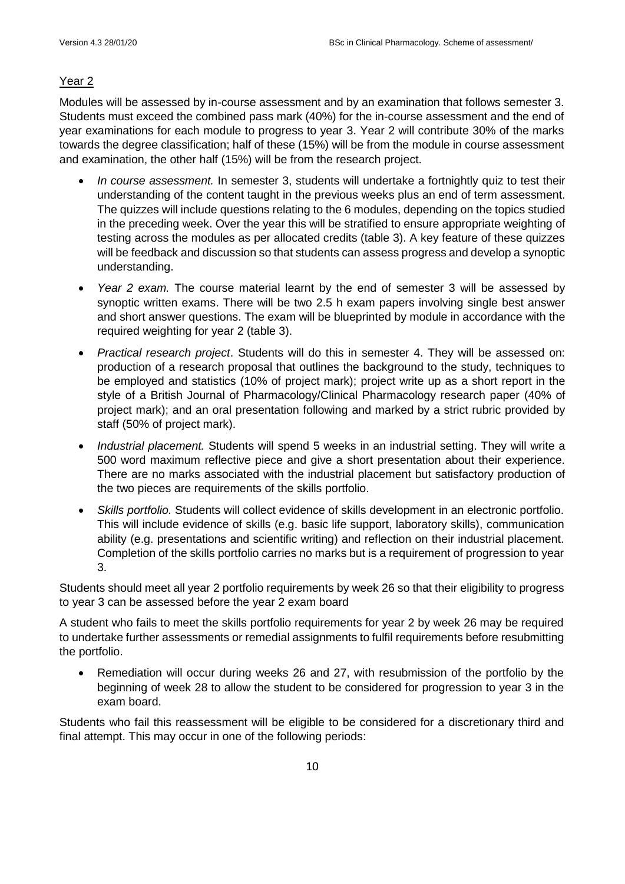## Year 2

Modules will be assessed by in-course assessment and by an examination that follows semester 3. Students must exceed the combined pass mark (40%) for the in-course assessment and the end of year examinations for each module to progress to year 3. Year 2 will contribute 30% of the marks towards the degree classification; half of these (15%) will be from the module in course assessment and examination, the other half (15%) will be from the research project.

- *In course assessment.* In semester 3, students will undertake a fortnightly quiz to test their understanding of the content taught in the previous weeks plus an end of term assessment. The quizzes will include questions relating to the 6 modules, depending on the topics studied in the preceding week. Over the year this will be stratified to ensure appropriate weighting of testing across the modules as per allocated credits (table 3). A key feature of these quizzes will be feedback and discussion so that students can assess progress and develop a synoptic understanding.
- *Year 2 exam.* The course material learnt by the end of semester 3 will be assessed by synoptic written exams. There will be two 2.5 h exam papers involving single best answer and short answer questions. The exam will be blueprinted by module in accordance with the required weighting for year 2 (table 3).
- *Practical research project*. Students will do this in semester 4. They will be assessed on: production of a research proposal that outlines the background to the study, techniques to be employed and statistics (10% of project mark); project write up as a short report in the style of a British Journal of Pharmacology/Clinical Pharmacology research paper (40% of project mark); and an oral presentation following and marked by a strict rubric provided by staff (50% of project mark).
- *Industrial placement.* Students will spend 5 weeks in an industrial setting. They will write a 500 word maximum reflective piece and give a short presentation about their experience. There are no marks associated with the industrial placement but satisfactory production of the two pieces are requirements of the skills portfolio.
- *Skills portfolio.* Students will collect evidence of skills development in an electronic portfolio. This will include evidence of skills (e.g. basic life support, laboratory skills), communication ability (e.g. presentations and scientific writing) and reflection on their industrial placement. Completion of the skills portfolio carries no marks but is a requirement of progression to year 3.

Students should meet all year 2 portfolio requirements by week 26 so that their eligibility to progress to year 3 can be assessed before the year 2 exam board

A student who fails to meet the skills portfolio requirements for year 2 by week 26 may be required to undertake further assessments or remedial assignments to fulfil requirements before resubmitting the portfolio.

- Remediation will occur during weeks 26 and 27, with resubmission of the portfolio by the beginning of week 28 to allow the student to be considered for progression to year 3 in the exam board.

Students who fail this reassessment will be eligible to be considered for a discretionary third and final attempt. This may occur in one of the following periods: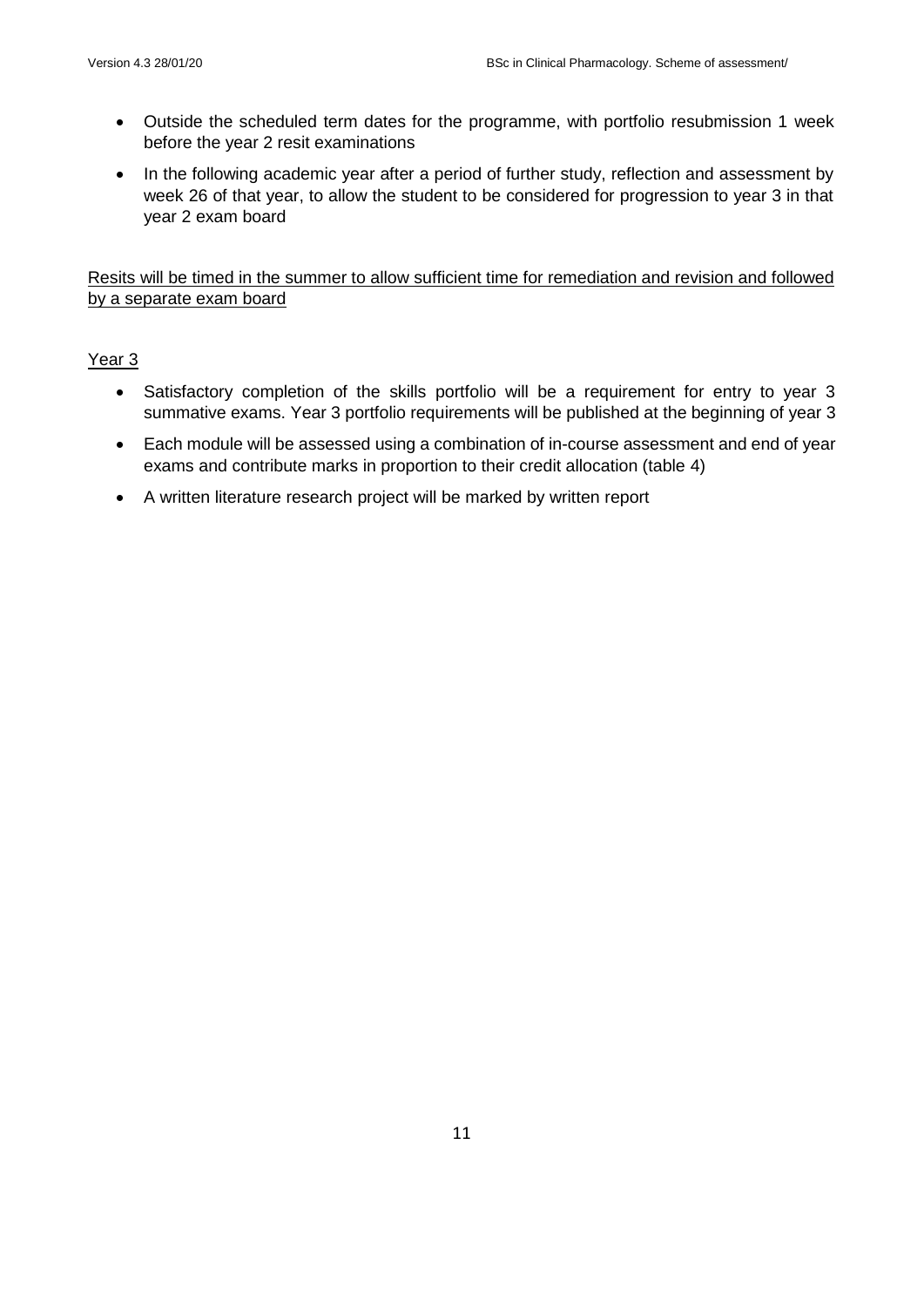- Outside the scheduled term dates for the programme, with portfolio resubmission 1 week before the year 2 resit examinations
- In the following academic year after a period of further study, reflection and assessment by week 26 of that year, to allow the student to be considered for progression to year 3 in that year 2 exam board

Resits will be timed in the summer to allow sufficient time for remediation and revision and followed by a separate exam board

Year 3

- Satisfactory completion of the skills portfolio will be a requirement for entry to year 3 summative exams. Year 3 portfolio requirements will be published at the beginning of year 3
- Each module will be assessed using a combination of in-course assessment and end of year exams and contribute marks in proportion to their credit allocation (table 4)
- A written literature research project will be marked by written report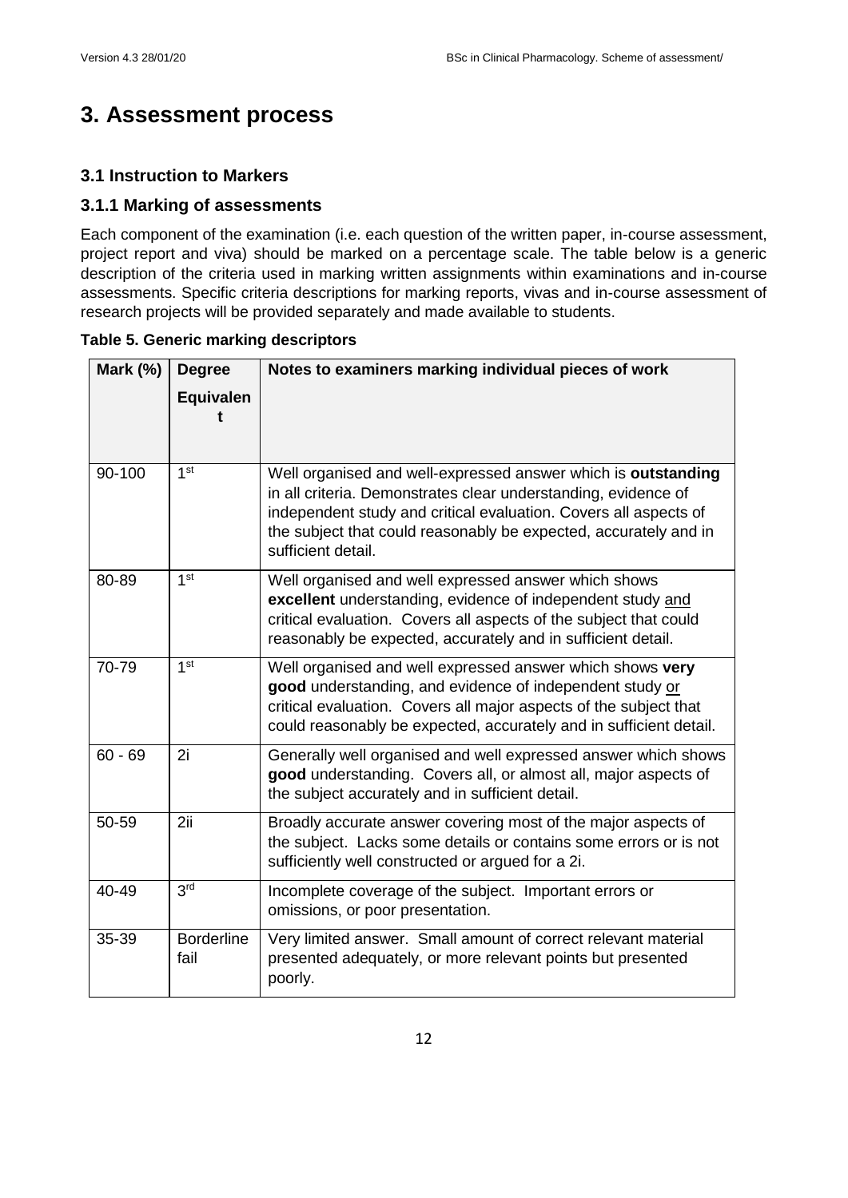# 3. Assessment process

## 3.1 Instruction to Markers

### 3.1.1 Marking of assessments

Each component of the examination (i.e. each question of the written paper, in-course assessment, project report and viva) should be marked on a percentage scale. The table below is a generic description of the criteria used in marking written assignments within examinations and in-course assessments. Specific criteria descriptions for marking reports, vivas and in-course assessment of research projects will be provided separately and made available to students.

**Table 5. Generic marking descriptors**

| Mark (%) | Degree Equivalent | Notes to examiners marking individual pieces of work |
|---|---|---|
| 90-100 | 1st | Well organised and well-expressed answer which is **outstanding** in all criteria. Demonstrates clear understanding, evidence of independent study and critical evaluation. Covers all aspects of the subject that could reasonably be expected, accurately and in sufficient detail. |
| 80-89 | 1st | Well organised and well expressed answer which shows **excellent** understanding, evidence of independent study and critical evaluation. Covers all aspects of the subject that could reasonably be expected, accurately and in sufficient detail. |
| 70-79 | 1st | Well organised and well expressed answer which shows **very good** understanding, and evidence of independent study or critical evaluation. Covers all major aspects of the subject that could reasonably be expected, accurately and in sufficient detail. |
| 60 - 69 | 2i | Generally well organised and well expressed answer which shows **good** understanding. Covers all, or almost all, major aspects of the subject accurately and in sufficient detail. |
| 50-59 | 2ii | Broadly accurate answer covering most of the major aspects of the subject. Lacks some details or contains some errors or is not sufficiently well constructed or argued for a 2i. |
| 40-49 | 3rd | Incomplete coverage of the subject. Important errors or omissions, or poor presentation. |
| 35-39 | Borderline fail | Very limited answer. Small amount of correct relevant material presented adequately, or more relevant points but presented poorly. |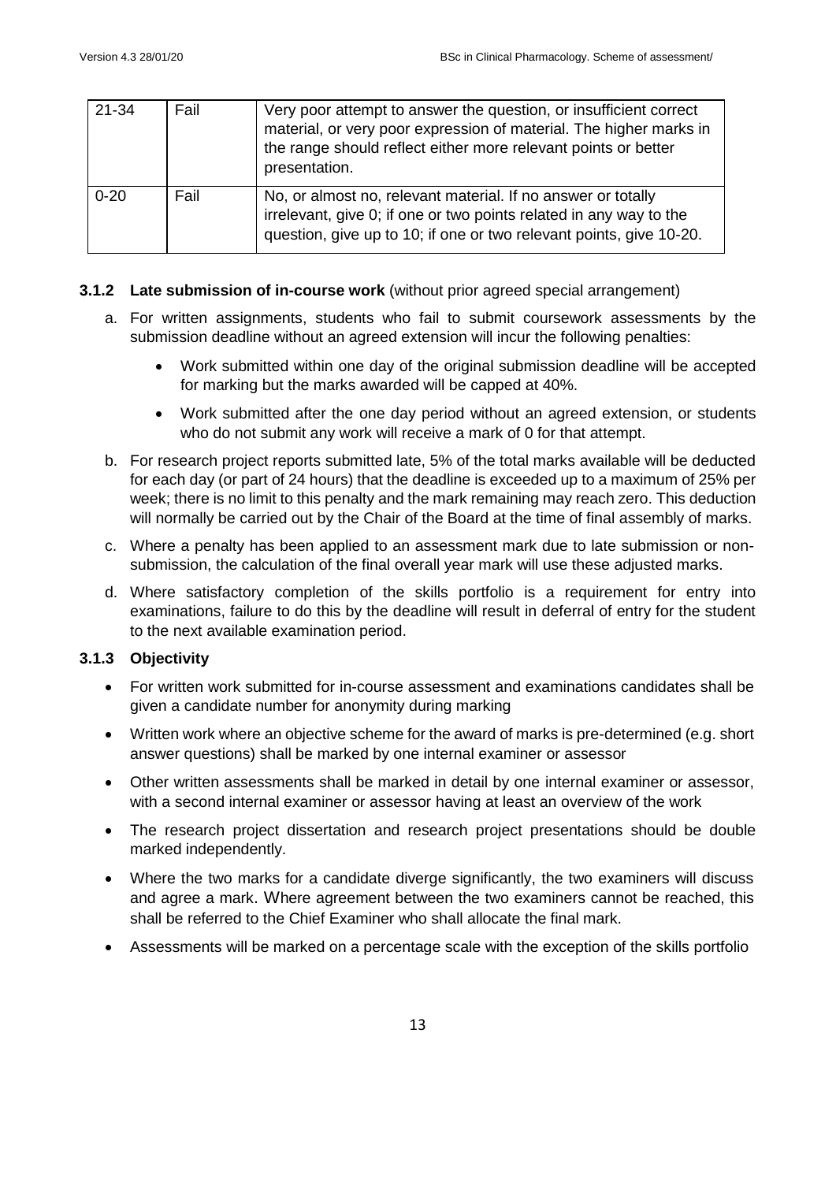| 21-34 | Fail | Very poor attempt to answer the question, or insufficient correct material, or very poor expression of material. The higher marks in the range should reflect either more relevant points or better presentation. |
|---|---|---|
| 0-20 | Fail | No, or almost no, relevant material. If no answer or totally irrelevant, give 0; if one or two points related in any way to the question, give up to 10; if one or two relevant points, give 10-20. |

### 3.1.2 Late submission of in-course work (without prior agreed special arrangement)

a. For written assignments, students who fail to submit coursework assessments by the submission deadline without an agreed extension will incur the following penalties:

   - Work submitted within one day of the original submission deadline will be accepted for marking but the marks awarded will be capped at 40%.
   - Work submitted after the one day period without an agreed extension, or students who do not submit any work will receive a mark of 0 for that attempt.

b. For research project reports submitted late, 5% of the total marks available will be deducted for each day (or part of 24 hours) that the deadline is exceeded up to a maximum of 25% per week; there is no limit to this penalty and the mark remaining may reach zero. This deduction will normally be carried out by the Chair of the Board at the time of final assembly of marks.

c. Where a penalty has been applied to an assessment mark due to late submission or non-submission, the calculation of the final overall year mark will use these adjusted marks.

d. Where satisfactory completion of the skills portfolio is a requirement for entry into examinations, failure to do this by the deadline will result in deferral of entry for the student to the next available examination period.

### 3.1.3 Objectivity

- For written work submitted for in-course assessment and examinations candidates shall be given a candidate number for anonymity during marking
- Written work where an objective scheme for the award of marks is pre-determined (e.g. short answer questions) shall be marked by one internal examiner or assessor
- Other written assessments shall be marked in detail by one internal examiner or assessor, with a second internal examiner or assessor having at least an overview of the work
- The research project dissertation and research project presentations should be double marked independently.
- Where the two marks for a candidate diverge significantly, the two examiners will discuss and agree a mark. Where agreement between the two examiners cannot be reached, this shall be referred to the Chief Examiner who shall allocate the final mark.
- Assessments will be marked on a percentage scale with the exception of the skills portfolio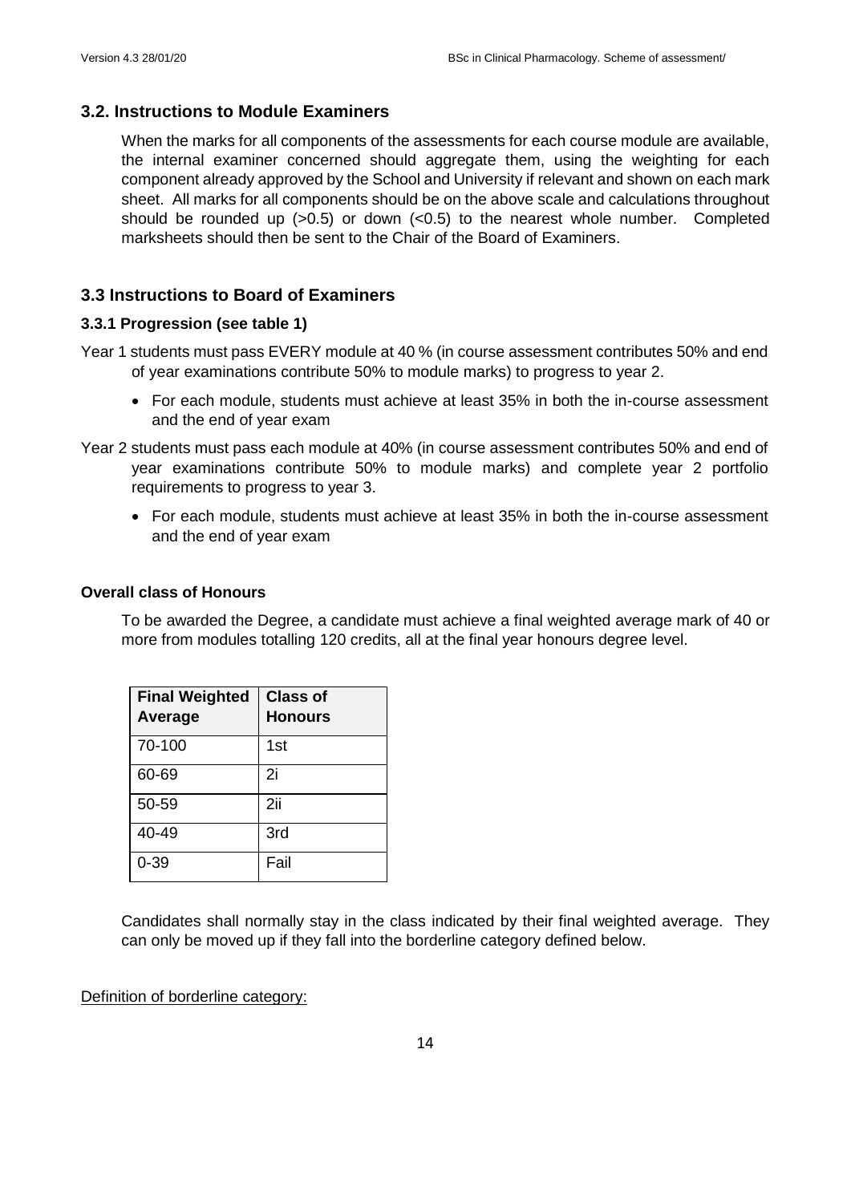## 3.2. Instructions to Module Examiners

When the marks for all components of the assessments for each course module are available, the internal examiner concerned should aggregate them, using the weighting for each component already approved by the School and University if relevant and shown on each mark sheet. All marks for all components should be on the above scale and calculations throughout should be rounded up (>0.5) or down (<0.5) to the nearest whole number. Completed marksheets should then be sent to the Chair of the Board of Examiners.

## 3.3 Instructions to Board of Examiners

### 3.3.1 Progression (see table 1)

Year 1 students must pass EVERY module at 40 % (in course assessment contributes 50% and end of year examinations contribute 50% to module marks) to progress to year 2.

- For each module, students must achieve at least 35% in both the in-course assessment and the end of year exam

Year 2 students must pass each module at 40% (in course assessment contributes 50% and end of year examinations contribute 50% to module marks) and complete year 2 portfolio requirements to progress to year 3.

- For each module, students must achieve at least 35% in both the in-course assessment and the end of year exam

**Overall class of Honours**

To be awarded the Degree, a candidate must achieve a final weighted average mark of 40 or more from modules totalling 120 credits, all at the final year honours degree level.

| Final Weighted Average | Class of Honours |
|---|---|
| 70-100 | 1st |
| 60-69 | 2i |
| 50-59 | 2ii |
| 40-49 | 3rd |
| 0-39 | Fail |

Candidates shall normally stay in the class indicated by their final weighted average. They can only be moved up if they fall into the borderline category defined below.

Definition of borderline category: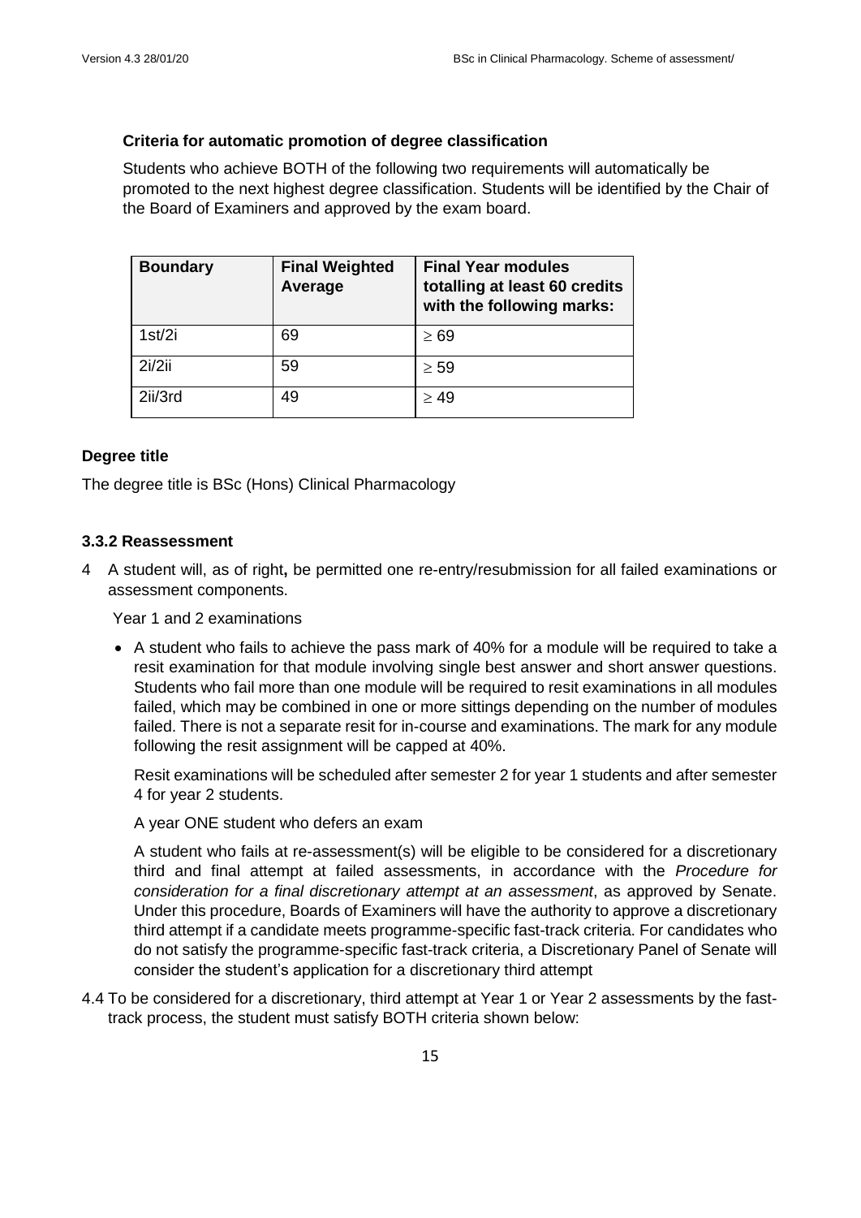### Criteria for automatic promotion of degree classification

Students who achieve BOTH of the following two requirements will automatically be promoted to the next highest degree classification. Students will be identified by the Chair of the Board of Examiners and approved by the exam board.

| Boundary | Final Weighted Average | Final Year modules totalling at least 60 credits with the following marks: |
|---|---|---|
| 1st/2i | 69 | $\geq 69$ |
| 2i/2ii | 59 | $\geq 59$ |
| 2ii/3rd | 49 | $\geq 49$ |

### Degree title

The degree title is BSc (Hons) Clinical Pharmacology

### 3.3.2 Reassessment

4 A student will, as of right**,** be permitted one re-entry/resubmission for all failed examinations or assessment components.

Year 1 and 2 examinations

- A student who fails to achieve the pass mark of 40% for a module will be required to take a resit examination for that module involving single best answer and short answer questions. Students who fail more than one module will be required to resit examinations in all modules failed, which may be combined in one or more sittings depending on the number of modules failed. There is not a separate resit for in-course and examinations. The mark for any module following the resit assignment will be capped at 40%.

  Resit examinations will be scheduled after semester 2 for year 1 students and after semester 4 for year 2 students.

  A year ONE student who defers an exam

  A student who fails at re-assessment(s) will be eligible to be considered for a discretionary third and final attempt at failed assessments, in accordance with the *Procedure for consideration for a final discretionary attempt at an assessment*, as approved by Senate. Under this procedure, Boards of Examiners will have the authority to approve a discretionary third attempt if a candidate meets programme-specific fast-track criteria. For candidates who do not satisfy the programme-specific fast-track criteria, a Discretionary Panel of Senate will consider the student's application for a discretionary third attempt

4.4 To be considered for a discretionary, third attempt at Year 1 or Year 2 assessments by the fast-track process, the student must satisfy BOTH criteria shown below: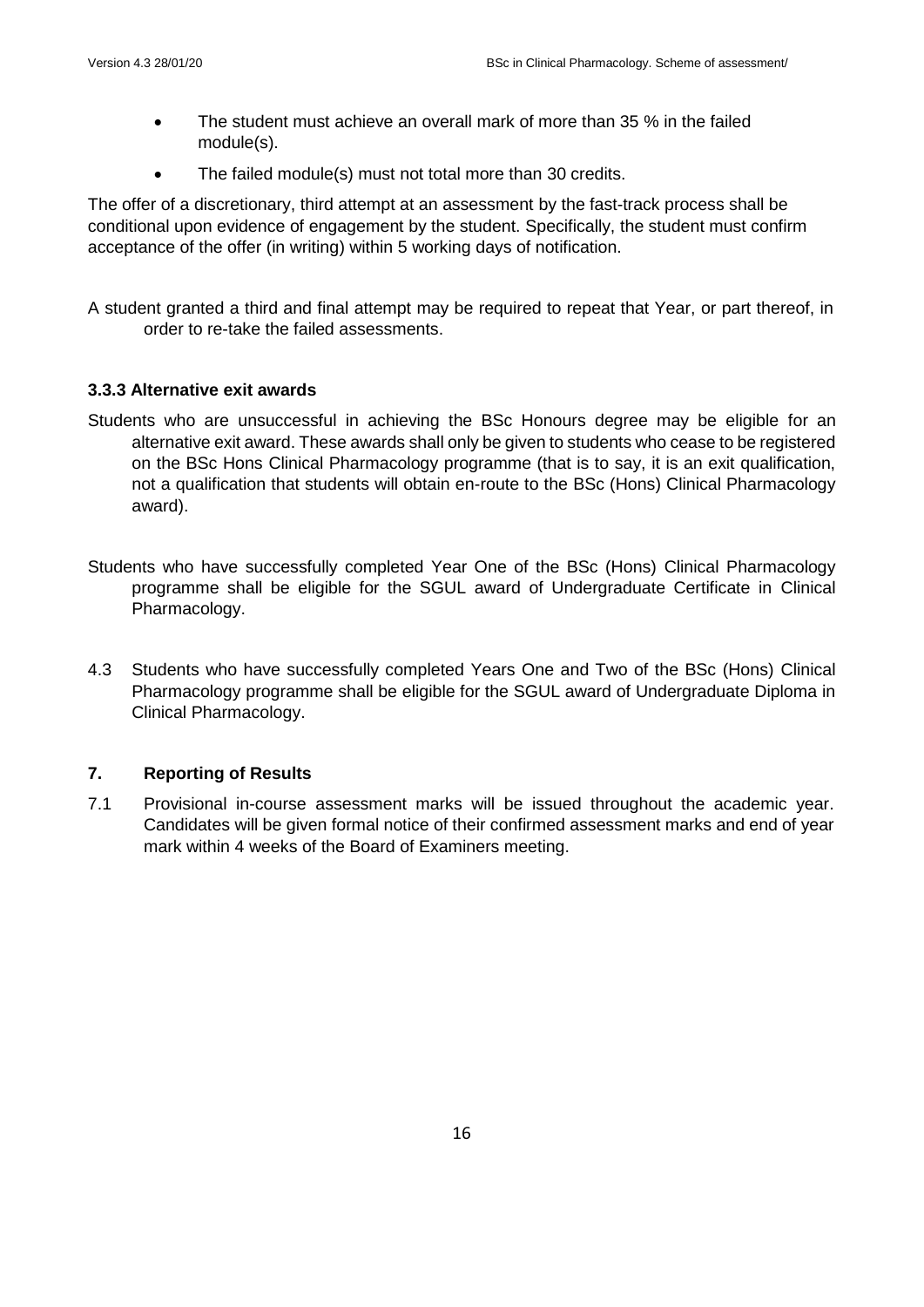- The student must achieve an overall mark of more than 35 % in the failed module(s).
- The failed module(s) must not total more than 30 credits.

The offer of a discretionary, third attempt at an assessment by the fast-track process shall be conditional upon evidence of engagement by the student. Specifically, the student must confirm acceptance of the offer (in writing) within 5 working days of notification.

A student granted a third and final attempt may be required to repeat that Year, or part thereof, in order to re-take the failed assessments.

### 3.3.3 Alternative exit awards

Students who are unsuccessful in achieving the BSc Honours degree may be eligible for an alternative exit award. These awards shall only be given to students who cease to be registered on the BSc Hons Clinical Pharmacology programme (that is to say, it is an exit qualification, not a qualification that students will obtain en-route to the BSc (Hons) Clinical Pharmacology award).

Students who have successfully completed Year One of the BSc (Hons) Clinical Pharmacology programme shall be eligible for the SGUL award of Undergraduate Certificate in Clinical Pharmacology.

4.3 Students who have successfully completed Years One and Two of the BSc (Hons) Clinical Pharmacology programme shall be eligible for the SGUL award of Undergraduate Diploma in Clinical Pharmacology.

## 7. Reporting of Results

7.1 Provisional in-course assessment marks will be issued throughout the academic year. Candidates will be given formal notice of their confirmed assessment marks and end of year mark within 4 weeks of the Board of Examiners meeting.